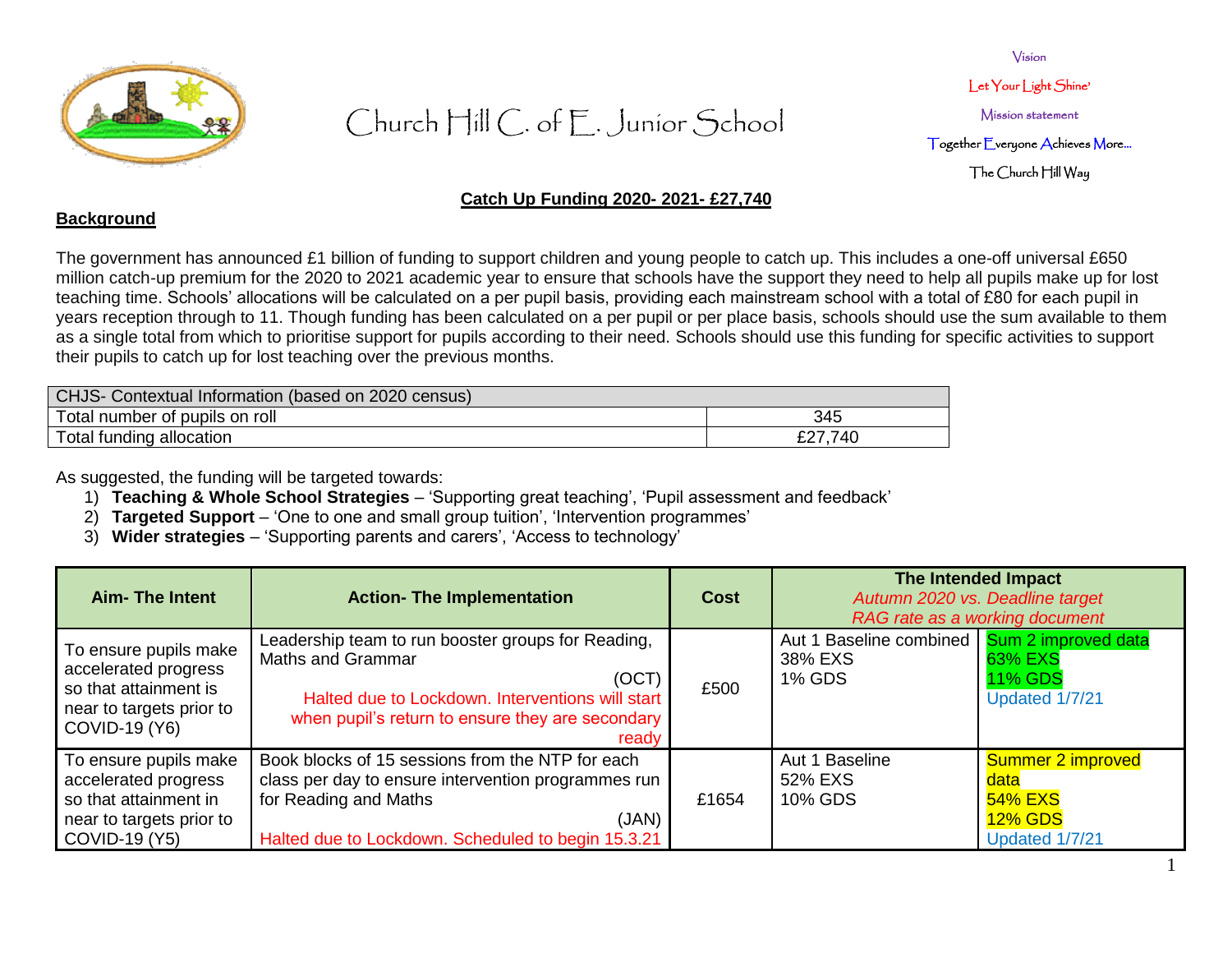# Church Hill C. of E. Junior School

Vision

Let Your Light Shine'

Mission statement

Together Everyone Achieves More...

The Church Hill Way

**Catch Up Funding 2020- 2021- £27,740**

**Background**

The government has announced £1 billion of funding to support children and young people to catch up. This includes a one-off universal £650 million catch-up premium for the 2020 to 2021 academic year to ensure that schools have the support they need to help all pupils make up for lost teaching time. Schools' allocations will be calculated on a per pupil basis, providing each mainstream school with a total of £80 for each pupil in years reception through to 11. Though funding has been calculated on a per pupil or per place basis, schools should use the sum available to them as a single total from which to prioritise support for pupils according to their need. Schools should use this funding for specific activities to support their pupils to catch up for lost teaching over the previous months.

| CHJS- Contextual Information (based on 2020 census) | |
|---|---|
| Total number of pupils on roll | 345 |
| Total funding allocation | £27,740 |

As suggested, the funding will be targeted towards:

1) **Teaching & Whole School Strategies** – 'Supporting great teaching', 'Pupil assessment and feedback'
2) **Targeted Support** – 'One to one and small group tuition', 'Intervention programmes'
3) **Wider strategies** – 'Supporting parents and carers', 'Access to technology'

| Aim- The Intent | Action- The Implementation | Cost | The Intended Impact *Autumn 2020 vs. Deadline target RAG rate as a working document* | |
|---|---|---|---|---|
| To ensure pupils make accelerated progress so that attainment is near to targets prior to COVID-19 (Y6) | Leadership team to run booster groups for Reading, Maths and Grammar (OCT) Halted due to Lockdown. Interventions will start when pupil's return to ensure they are secondary ready | £500 | Aut 1 Baseline combined 38% EXS 1% GDS | Sum 2 improved data 63% EXS 11% GDS Updated 1/7/21 |
| To ensure pupils make accelerated progress so that attainment in near to targets prior to COVID-19 (Y5) | Book blocks of 15 sessions from the NTP for each class per day to ensure intervention programmes run for Reading and Maths (JAN) Halted due to Lockdown. Scheduled to begin 15.3.21 | £1654 | Aut 1 Baseline 52% EXS 10% GDS | Summer 2 improved data 54% EXS 12% GDS Updated 1/7/21 |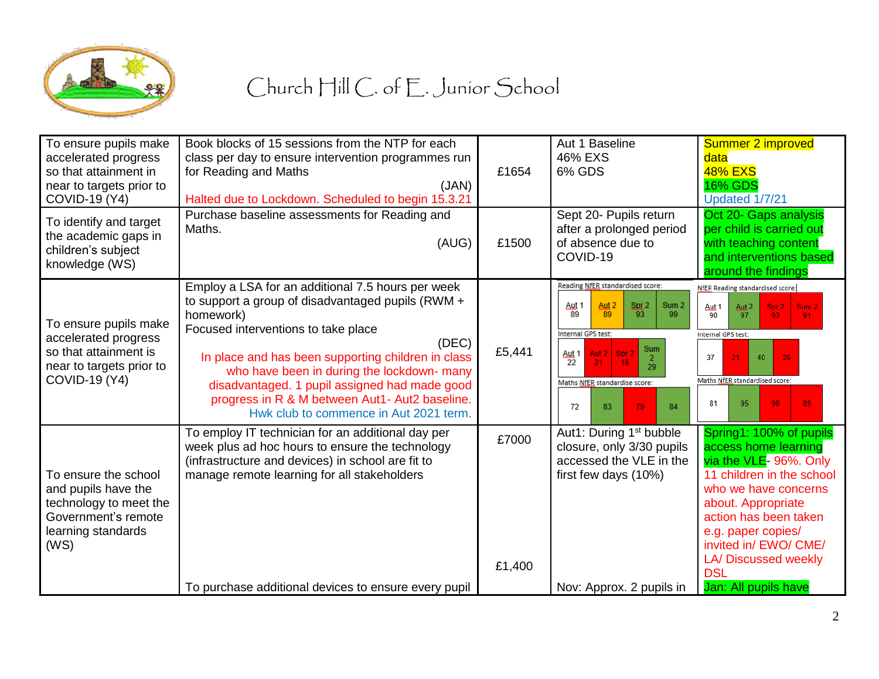# Church Hill C. of E. Junior School

| | | | | |
|---|---|---|---|---|
| To ensure pupils make accelerated progress so that attainment in near to targets prior to COVID-19 (Y4) | Book blocks of 15 sessions from the NTP for each class per day to ensure intervention programmes run for Reading and Maths (JAN) Halted due to Lockdown. Scheduled to begin 15.3.21 | £1654 | Aut 1 Baseline 46% EXS 6% GDS | Summer 2 improved data 48% EXS 16% GDS Updated 1/7/21 |
| To identify and target the academic gaps in children's subject knowledge (WS) | Purchase baseline assessments for Reading and Maths. (AUG) | £1500 | Sept 20- Pupils return after a prolonged period of absence due to COVID-19 | Oct 20- Gaps analysis per child is carried out with teaching content and interventions based around the findings |
| To ensure pupils make accelerated progress so that attainment is near to targets prior to COVID-19 (Y4) | Employ a LSA for an additional 7.5 hours per week to support a group of disadvantaged pupils (RWM + homework) Focused interventions to take place (DEC) In place and has been supporting children in class who have been in during the lockdown- many disadvantaged. 1 pupil assigned had made good progress in R & M between Aut1- Aut2 baseline. Hwk club to commence in Aut 2021 term. | £5,441 | Reading NfER standardised score: Aut 1 89, Aut 2 89, Spr 2 93, Sum 2 99<br>Internal GPS test: Aut 1 22, Aut 2 21, Spr 2 16, Sum 2 29<br>Maths NfER standardise score: 72, 83, 79, 84 | NfER Reading standardised score: Aut 1 90, Aut 2 97, Spr 2 93, Sum 2 91<br>Internal GPS test: 37, 21, 40, 26<br>Maths NfER standardised score: 81, 95, 90, 89 |
| To ensure the school and pupils have the technology to meet the Government's remote learning standards (WS) | To employ IT technician for an additional day per week plus ad hoc hours to ensure the technology (infrastructure and devices) in school are fit to manage remote learning for all stakeholders<br><br>To purchase additional devices to ensure every pupil | £7000<br><br>£1,400 | Aut1: During 1st bubble closure, only 3/30 pupils accessed the VLE in the first few days (10%)<br><br>Nov: Approx. 2 pupils in | Spring1: 100% of pupils access home learning via the VLE- 96%. Only 11 children in the school who we have concerns about. Appropriate action has been taken e.g. paper copies/ invited in/ EWO/ CME/ LA/ Discussed weekly DSL<br><br>Jan: All pupils have |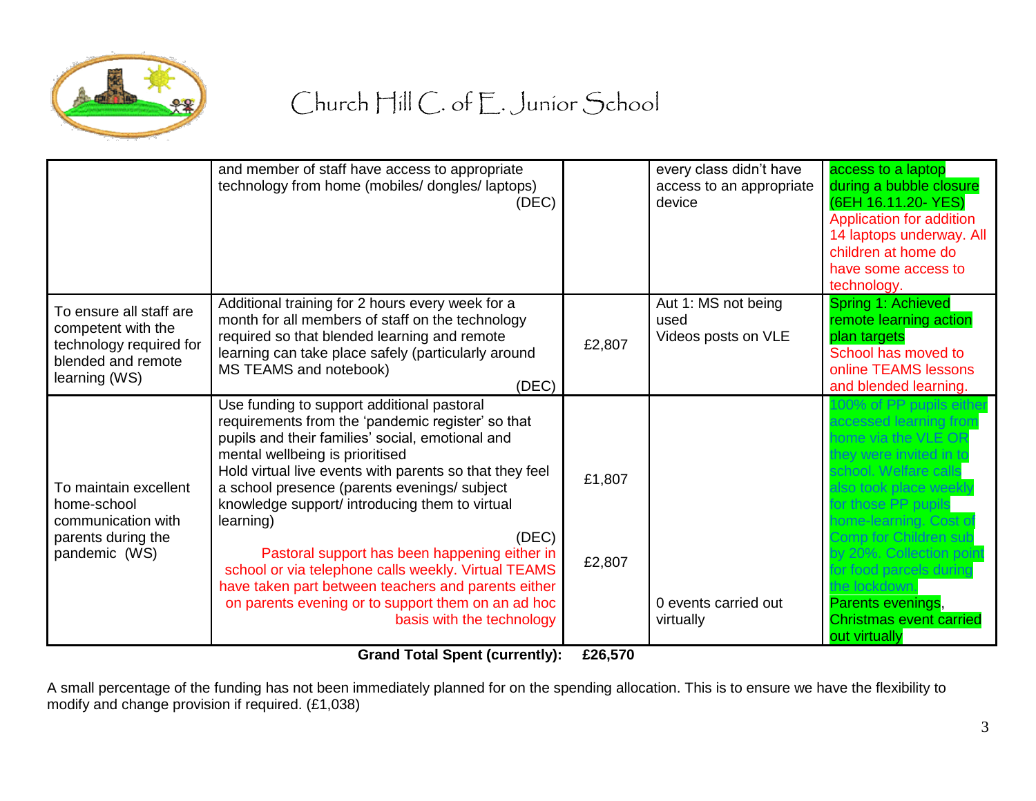# Church Hill C. of E. Junior School

| | | | | |
|---|---|---|---|---|
| | and member of staff have access to appropriate technology from home (mobiles/ dongles/ laptops) (DEC) | | every class didn't have access to an appropriate device | access to a laptop during a bubble closure (6EH 16.11.20- YES) Application for addition 14 laptops underway. All children at home do have some access to technology. |
| To ensure all staff are competent with the technology required for blended and remote learning (WS) | Additional training for 2 hours every week for a month for all members of staff on the technology required so that blended learning and remote learning can take place safely (particularly around MS TEAMS and notebook) (DEC) | £2,807 | Aut 1: MS not being used Videos posts on VLE | Spring 1: Achieved remote learning action plan targets School has moved to online TEAMS lessons and blended learning. |
| To maintain excellent home-school communication with parents during the pandemic (WS) | Use funding to support additional pastoral requirements from the 'pandemic register' so that pupils and their families' social, emotional and mental wellbeing is prioritised<br>Hold virtual live events with parents so that they feel a school presence (parents evenings/ subject knowledge support/ introducing them to virtual learning) (DEC)<br>Pastoral support has been happening either in school or via telephone calls weekly. Virtual TEAMS have taken part between teachers and parents either on parents evening or to support them on an ad hoc basis with the technology | £1,807<br><br>£2,807 | 0 events carried out virtually | 100% of PP pupils either accessed learning from home via the VLE OR they were invited in to school. Welfare calls also took place weekly for those PP pupils home-learning. Cost of Comp for Children sub by 20%. Collection point for food parcels during the lockdown.<br>Parents evenings, Christmas event carried out virtually |

**Grand Total Spent (currently): £26,570**

A small percentage of the funding has not been immediately planned for on the spending allocation. This is to ensure we have the flexibility to modify and change provision if required. (£1,038)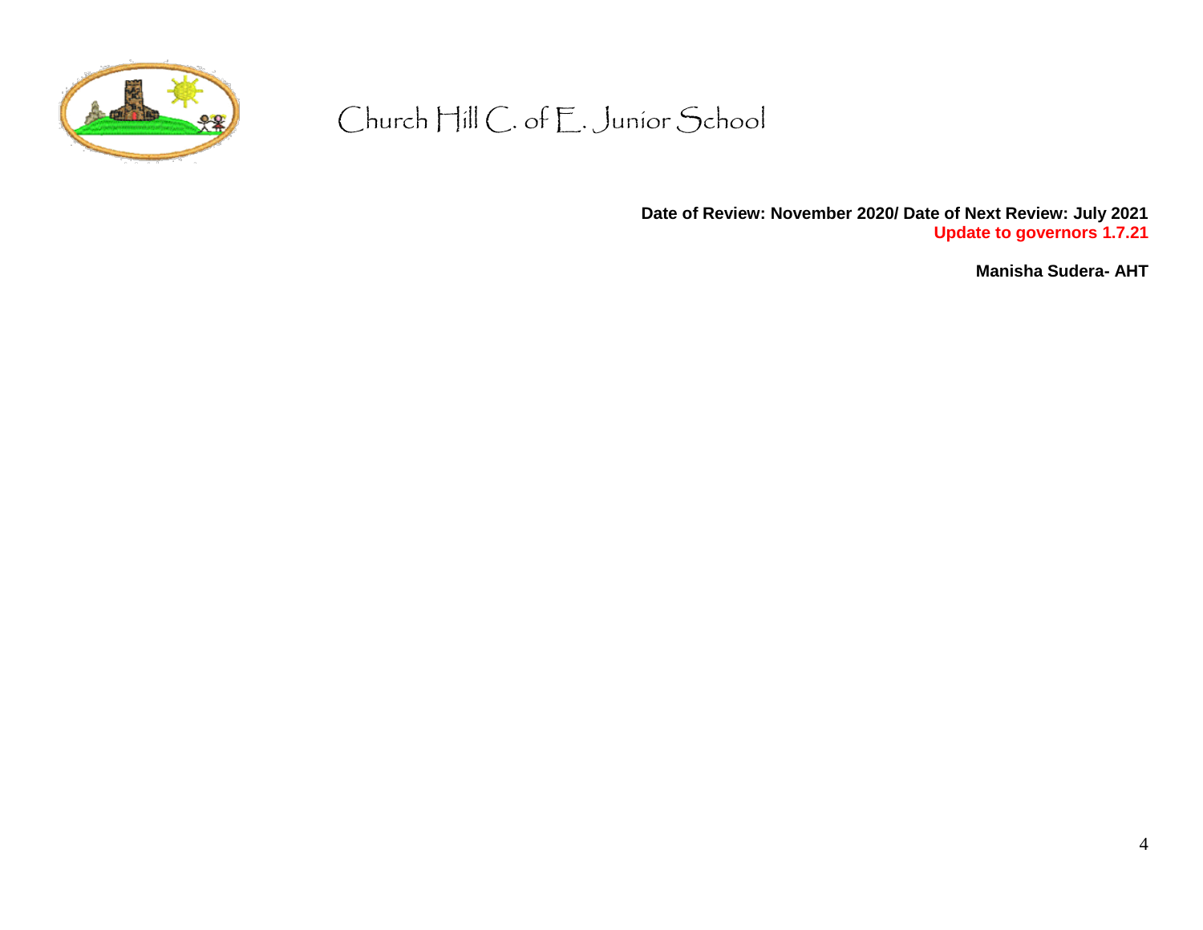# Church Hill C. of E. Junior School

**Date of Review: November 2020/ Date of Next Review: July 2021**
**Update to governors 1.7.21**

**Manisha Sudera- AHT**